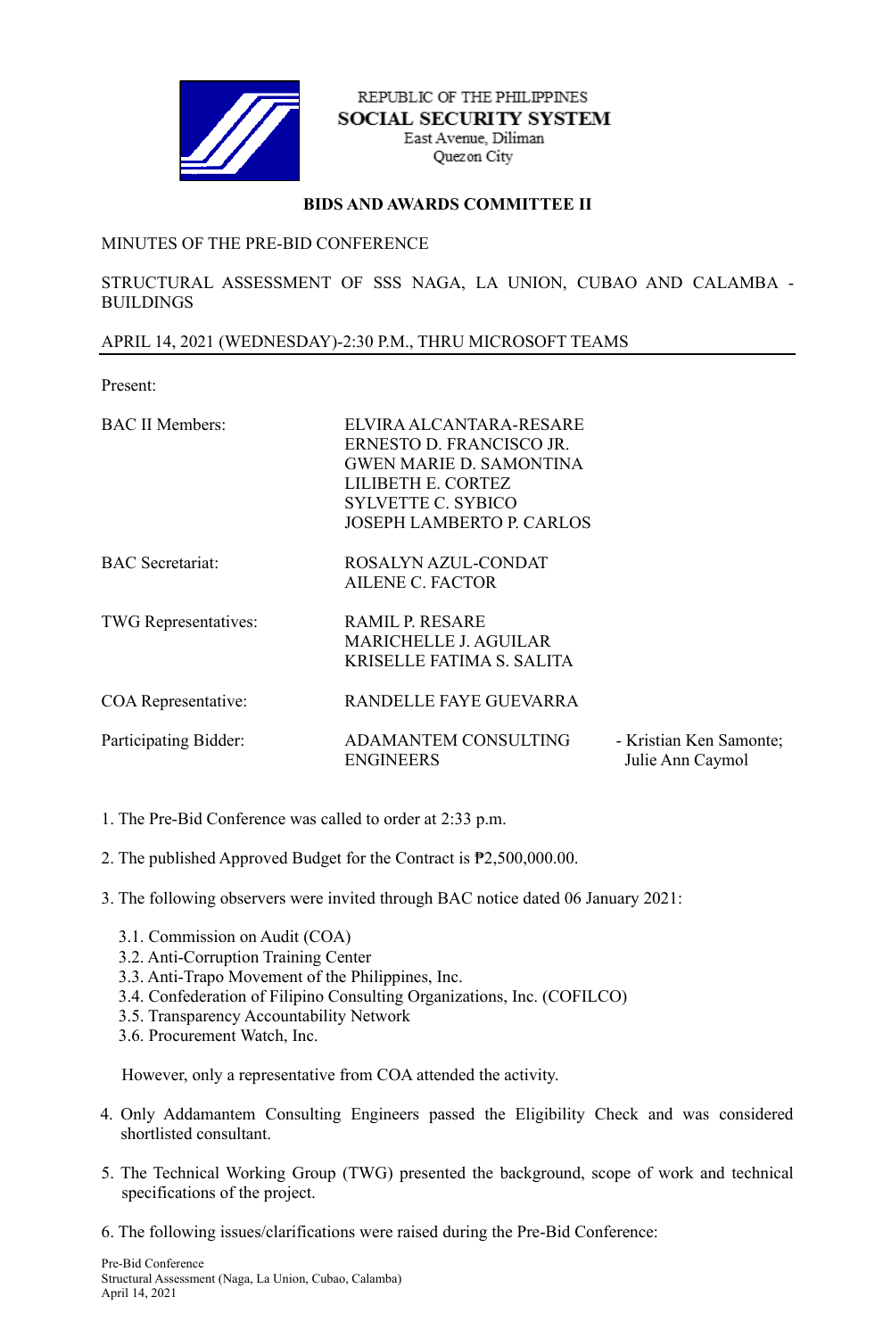REPUBLIC OF THE PHILIPPINES
**SOCIAL SECURITY SYSTEM**
East Avenue, Diliman
Quezon City

**BIDS AND AWARDS COMMITTEE II**

MINUTES OF THE PRE-BID CONFERENCE

STRUCTURAL ASSESSMENT OF SSS NAGA, LA UNION, CUBAO AND CALAMBA - BUILDINGS

APRIL 14, 2021 (WEDNESDAY)-2:30 P.M., THRU MICROSOFT TEAMS

---

Present:

| | | |
|---|---|---|
| BAC II Members: | ELVIRA ALCANTARA-RESARE<br>ERNESTO D. FRANCISCO JR.<br>GWEN MARIE D. SAMONTINA<br>LILIBETH E. CORTEZ<br>SYLVETTE C. SYBICO<br>JOSEPH LAMBERTO P. CARLOS | |
| BAC Secretariat: | ROSALYN AZUL-CONDAT<br>AILENE C. FACTOR | |
| TWG Representatives: | RAMIL P. RESARE<br>MARICHELLE J. AGUILAR<br>KRISELLE FATIMA S. SALITA | |
| COA Representative: | RANDELLE FAYE GUEVARRA | |
| Participating Bidder: | ADAMANTEM CONSULTING ENGINEERS | - Kristian Ken Samonte; Julie Ann Caymol |

1. The Pre-Bid Conference was called to order at 2:33 p.m.

2. The published Approved Budget for the Contract is ₱2,500,000.00.

3. The following observers were invited through BAC notice dated 06 January 2021:

   3.1. Commission on Audit (COA)
   3.2. Anti-Corruption Training Center
   3.3. Anti-Trapo Movement of the Philippines, Inc.
   3.4. Confederation of Filipino Consulting Organizations, Inc. (COFILCO)
   3.5. Transparency Accountability Network
   3.6. Procurement Watch, Inc.

   However, only a representative from COA attended the activity.

4. Only Addamantem Consulting Engineers passed the Eligibility Check and was considered shortlisted consultant.

5. The Technical Working Group (TWG) presented the background, scope of work and technical specifications of the project.

6. The following issues/clarifications were raised during the Pre-Bid Conference: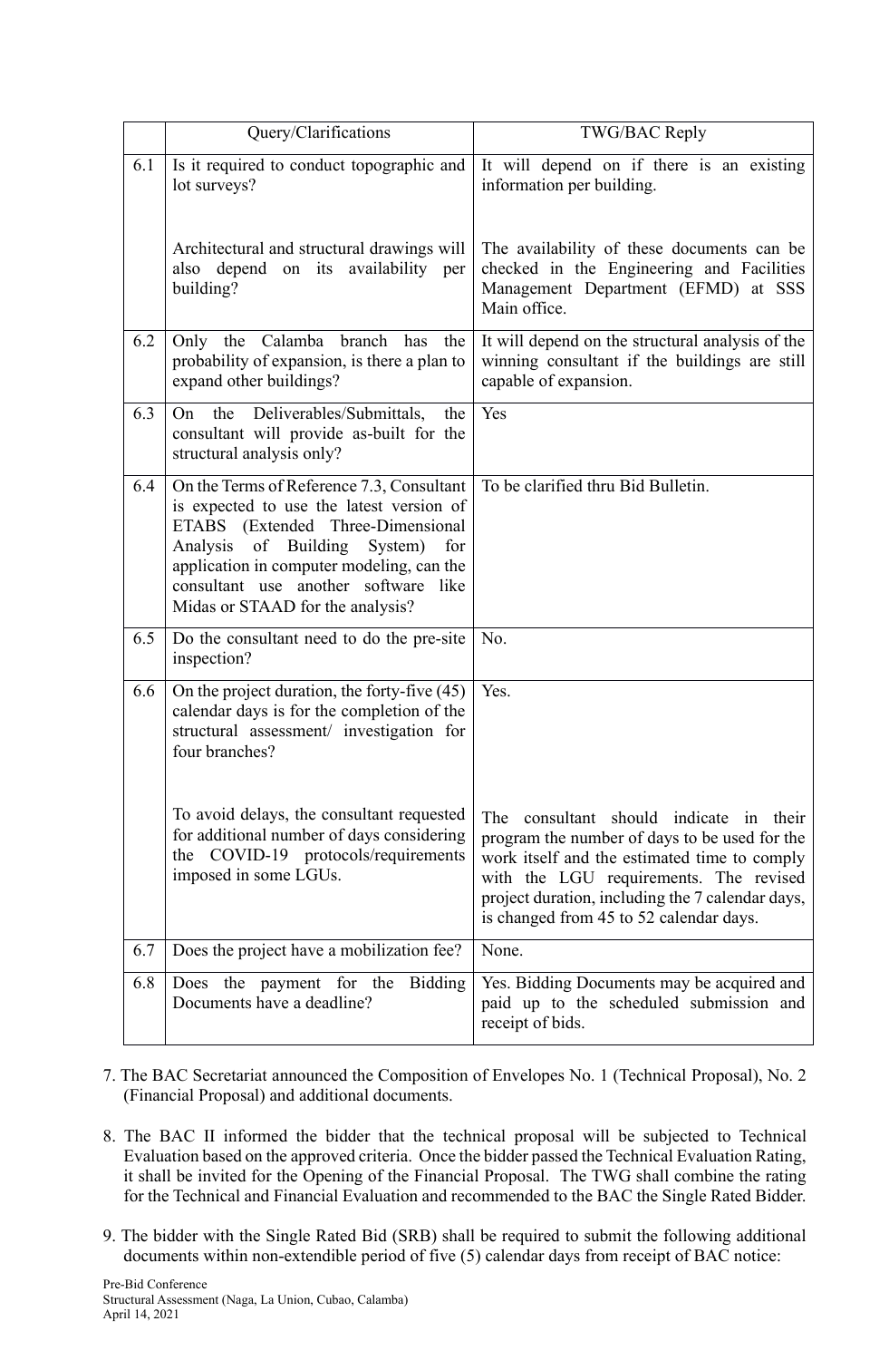| | Query/Clarifications | TWG/BAC Reply |
|---|---|---|
| 6.1 | Is it required to conduct topographic and lot surveys? | It will depend on if there is an existing information per building. |
| | Architectural and structural drawings will also depend on its availability per building? | The availability of these documents can be checked in the Engineering and Facilities Management Department (EFMD) at SSS Main office. |
| 6.2 | Only the Calamba branch has the probability of expansion, is there a plan to expand other buildings? | It will depend on the structural analysis of the winning consultant if the buildings are still capable of expansion. |
| 6.3 | On the Deliverables/Submittals, the consultant will provide as-built for the structural analysis only? | Yes |
| 6.4 | On the Terms of Reference 7.3, Consultant is expected to use the latest version of ETABS (Extended Three-Dimensional Analysis of Building System) for application in computer modeling, can the consultant use another software like Midas or STAAD for the analysis? | To be clarified thru Bid Bulletin. |
| 6.5 | Do the consultant need to do the pre-site inspection? | No. |
| 6.6 | On the project duration, the forty-five (45) calendar days is for the completion of the structural assessment/ investigation for four branches? | Yes. |
| | To avoid delays, the consultant requested for additional number of days considering the COVID-19 protocols/requirements imposed in some LGUs. | The consultant should indicate in their program the number of days to be used for the work itself and the estimated time to comply with the LGU requirements. The revised project duration, including the 7 calendar days, is changed from 45 to 52 calendar days. |
| 6.7 | Does the project have a mobilization fee? | None. |
| 6.8 | Does the payment for the Bidding Documents have a deadline? | Yes. Bidding Documents may be acquired and paid up to the scheduled submission and receipt of bids. |

7. The BAC Secretariat announced the Composition of Envelopes No. 1 (Technical Proposal), No. 2 (Financial Proposal) and additional documents.

8. The BAC II informed the bidder that the technical proposal will be subjected to Technical Evaluation based on the approved criteria. Once the bidder passed the Technical Evaluation Rating, it shall be invited for the Opening of the Financial Proposal. The TWG shall combine the rating for the Technical and Financial Evaluation and recommended to the BAC the Single Rated Bidder.

9. The bidder with the Single Rated Bid (SRB) shall be required to submit the following additional documents within non-extendible period of five (5) calendar days from receipt of BAC notice: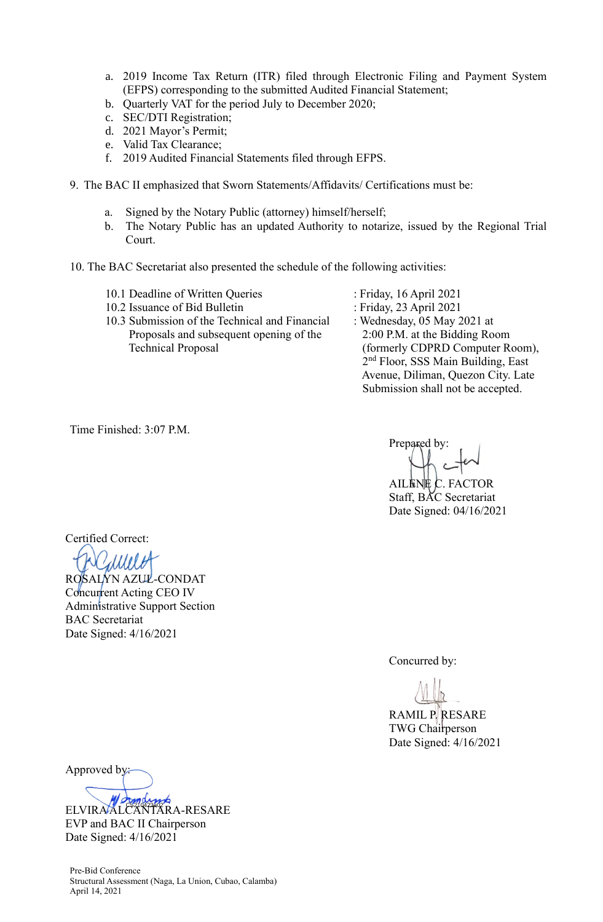a. 2019 Income Tax Return (ITR) filed through Electronic Filing and Payment System (EFPS) corresponding to the submitted Audited Financial Statement;
b. Quarterly VAT for the period July to December 2020;
c. SEC/DTI Registration;
d. 2021 Mayor's Permit;
e. Valid Tax Clearance;
f. 2019 Audited Financial Statements filed through EFPS.

9. The BAC II emphasized that Sworn Statements/Affidavits/ Certifications must be:

   a. Signed by the Notary Public (attorney) himself/herself;
   b. The Notary Public has an updated Authority to notarize, issued by the Regional Trial Court.

10. The BAC Secretariat also presented the schedule of the following activities:

| | |
|---|---|
| 10.1 Deadline of Written Queries | : Friday, 16 April 2021 |
| 10.2 Issuance of Bid Bulletin | : Friday, 23 April 2021 |
| 10.3 Submission of the Technical and Financial Proposals and subsequent opening of the Technical Proposal | : Wednesday, 05 May 2021 at 2:00 P.M. at the Bidding Room (formerly CDPRD Computer Room), 2nd Floor, SSS Main Building, East Avenue, Diliman, Quezon City. Late Submission shall not be accepted. |

Time Finished: 3:07 P.M.

Prepared by:

AILENE C. FACTOR
Staff, BAC Secretariat
Date Signed: 04/16/2021

Certified Correct:

ROSALYN AZUL-CONDAT
Concurrent Acting CEO IV
Administrative Support Section
BAC Secretariat
Date Signed: 4/16/2021

Concurred by:

RAMIL P. RESARE
TWG Chairperson
Date Signed: 4/16/2021

Approved by:

ELVIRA ALCANTARA-RESARE
EVP and BAC II Chairperson
Date Signed: 4/16/2021

Pre-Bid Conference
Structural Assessment (Naga, La Union, Cubao, Calamba)
April 14, 2021